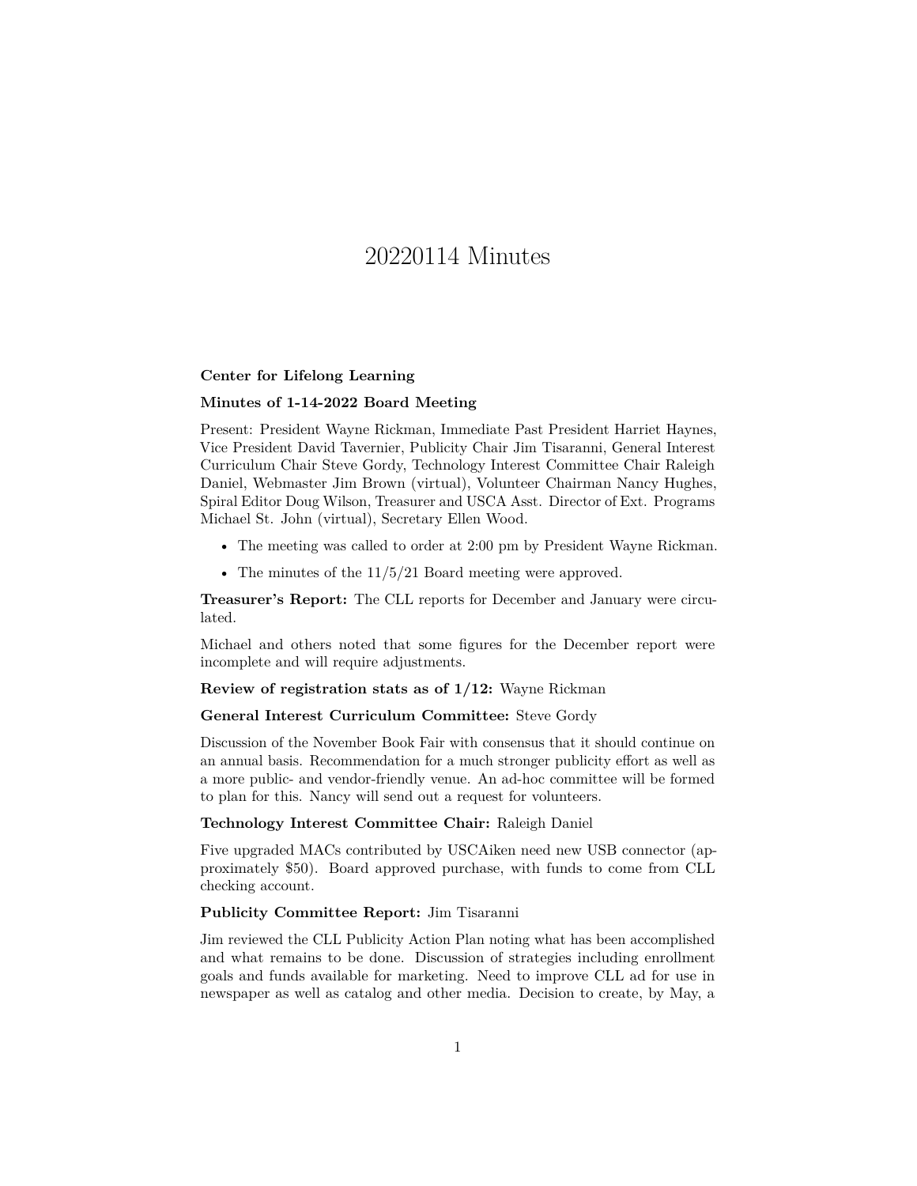# 20220114 Minutes

**Center for Lifelong Learning**

**Minutes of 1-14-2022 Board Meeting**

Present: President Wayne Rickman, Immediate Past President Harriet Haynes, Vice President David Tavernier, Publicity Chair Jim Tisaranni, General Interest Curriculum Chair Steve Gordy, Technology Interest Committee Chair Raleigh Daniel, Webmaster Jim Brown (virtual), Volunteer Chairman Nancy Hughes, Spiral Editor Doug Wilson, Treasurer and USCA Asst. Director of Ext. Programs Michael St. John (virtual), Secretary Ellen Wood.

- The meeting was called to order at 2:00 pm by President Wayne Rickman.
- The minutes of the 11/5/21 Board meeting were approved.

**Treasurer's Report:** The CLL reports for December and January were circulated.

Michael and others noted that some figures for the December report were incomplete and will require adjustments.

**Review of registration stats as of 1/12:** Wayne Rickman

**General Interest Curriculum Committee:** Steve Gordy

Discussion of the November Book Fair with consensus that it should continue on an annual basis. Recommendation for a much stronger publicity effort as well as a more public- and vendor-friendly venue. An ad-hoc committee will be formed to plan for this. Nancy will send out a request for volunteers.

**Technology Interest Committee Chair:** Raleigh Daniel

Five upgraded MACs contributed by USCAiken need new USB connector (approximately $50). Board approved purchase, with funds to come from CLL checking account.

**Publicity Committee Report:** Jim Tisaranni

Jim reviewed the CLL Publicity Action Plan noting what has been accomplished and what remains to be done. Discussion of strategies including enrollment goals and funds available for marketing. Need to improve CLL ad for use in newspaper as well as catalog and other media. Decision to create, by May, a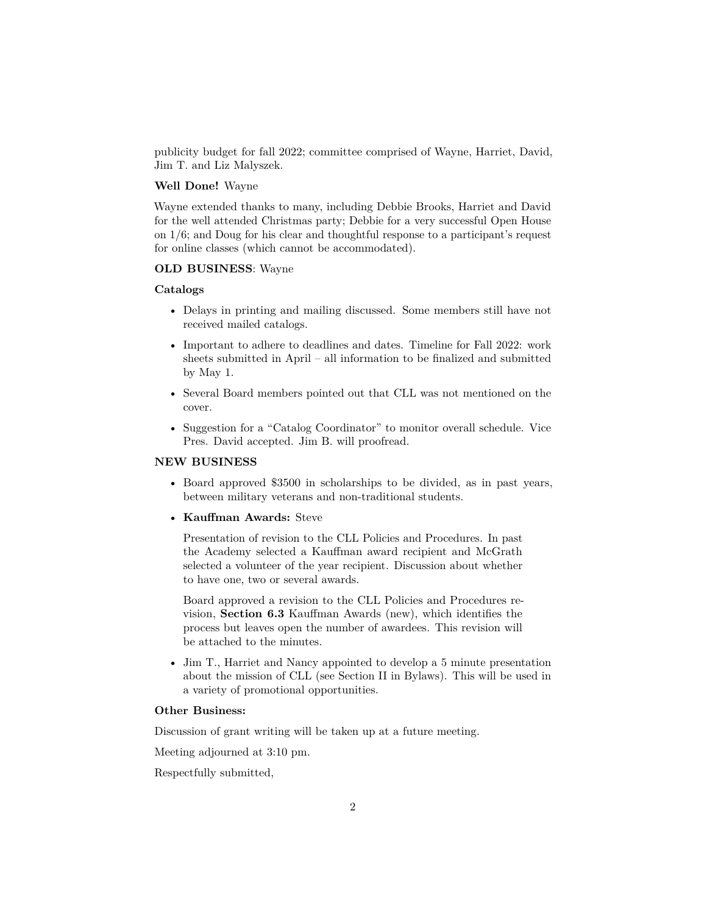publicity budget for fall 2022; committee comprised of Wayne, Harriet, David, Jim T. and Liz Malyszek.

**Well Done!** Wayne

Wayne extended thanks to many, including Debbie Brooks, Harriet and David for the well attended Christmas party; Debbie for a very successful Open House on 1/6; and Doug for his clear and thoughtful response to a participant's request for online classes (which cannot be accommodated).

**OLD BUSINESS**: Wayne

**Catalogs**

- Delays in printing and mailing discussed. Some members still have not received mailed catalogs.
- Important to adhere to deadlines and dates. Timeline for Fall 2022: work sheets submitted in April – all information to be finalized and submitted by May 1.
- Several Board members pointed out that CLL was not mentioned on the cover.
- Suggestion for a "Catalog Coordinator" to monitor overall schedule. Vice Pres. David accepted. Jim B. will proofread.

**NEW BUSINESS**

- Board approved $3500 in scholarships to be divided, as in past years, between military veterans and non-traditional students.
- **Kauffman Awards:** Steve

  Presentation of revision to the CLL Policies and Procedures. In past the Academy selected a Kauffman award recipient and McGrath selected a volunteer of the year recipient. Discussion about whether to have one, two or several awards.

  Board approved a revision to the CLL Policies and Procedures revision, **Section 6.3** Kauffman Awards (new), which identifies the process but leaves open the number of awardees. This revision will be attached to the minutes.

- Jim T., Harriet and Nancy appointed to develop a 5 minute presentation about the mission of CLL (see Section II in Bylaws). This will be used in a variety of promotional opportunities.

**Other Business:**

Discussion of grant writing will be taken up at a future meeting.

Meeting adjourned at 3:10 pm.

Respectfully submitted,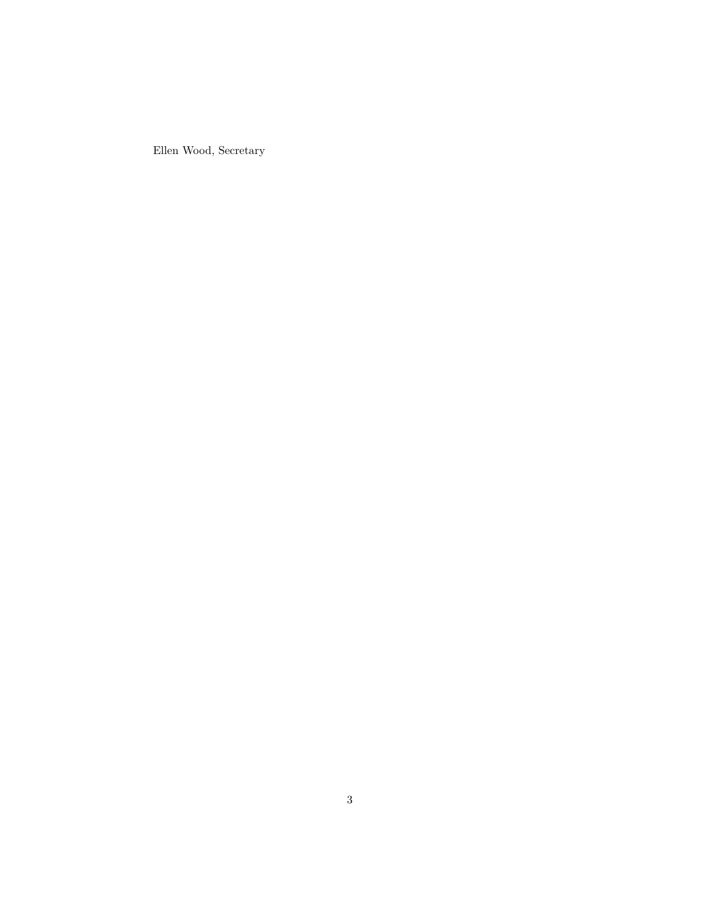Ellen Wood, Secretary